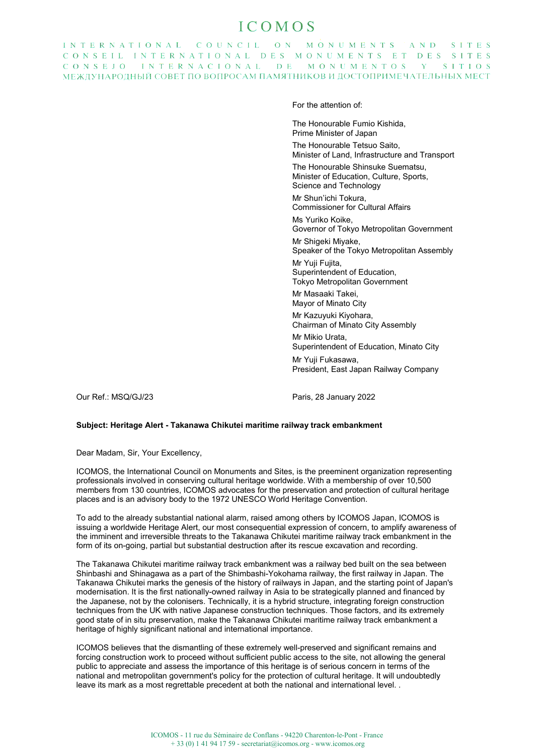# ICOMOS

INTERNATIONAL COUNCIL ON MONUMENTS AND SITES
CONSEIL INTERNATIONAL DES MONUMENTS ET DES SITES
CONSEJO INTERNACIONAL DE MONUMENTOS Y SITIOS
МЕЖДУНАРОДНЫЙ СОВЕТ ПО ВОПРОСАМ ПАМЯТНИКОВ И ДОСТОПРИМЕЧАТЕЛЬНЫХ МЕСТ

For the attention of:

The Honourable Fumio Kishida,
Prime Minister of Japan

The Honourable Tetsuo Saito,
Minister of Land, Infrastructure and Transport

The Honourable Shinsuke Suematsu,
Minister of Education, Culture, Sports, Science and Technology

Mr Shun'ichi Tokura,
Commissioner for Cultural Affairs

Ms Yuriko Koike,
Governor of Tokyo Metropolitan Government

Mr Shigeki Miyake,
Speaker of the Tokyo Metropolitan Assembly

Mr Yuji Fujita,
Superintendent of Education,
Tokyo Metropolitan Government

Mr Masaaki Takei,
Mayor of Minato City

Mr Kazuyuki Kiyohara,
Chairman of Minato City Assembly

Mr Mikio Urata,
Superintendent of Education, Minato City

Mr Yuji Fukasawa,
President, East Japan Railway Company

Our Ref.: MSQ/GJ/23

Paris, 28 January 2022

**Subject: Heritage Alert - Takanawa Chikutei maritime railway track embankment**

Dear Madam, Sir, Your Excellency,

ICOMOS, the International Council on Monuments and Sites, is the preeminent organization representing professionals involved in conserving cultural heritage worldwide. With a membership of over 10,500 members from 130 countries, ICOMOS advocates for the preservation and protection of cultural heritage places and is an advisory body to the 1972 UNESCO World Heritage Convention.

To add to the already substantial national alarm, raised among others by ICOMOS Japan, ICOMOS is issuing a worldwide Heritage Alert, our most consequential expression of concern, to amplify awareness of the imminent and irreversible threats to the Takanawa Chikutei maritime railway track embankment in the form of its on-going, partial but substantial destruction after its rescue excavation and recording.

The Takanawa Chikutei maritime railway track embankment was a railway bed built on the sea between Shinbashi and Shinagawa as a part of the Shimbashi-Yokohama railway, the first railway in Japan. The Takanawa Chikutei marks the genesis of the history of railways in Japan, and the starting point of Japan's modernisation. It is the first nationally-owned railway in Asia to be strategically planned and financed by the Japanese, not by the colonisers. Technically, it is a hybrid structure, integrating foreign construction techniques from the UK with native Japanese construction techniques. Those factors, and its extremely good state of in situ preservation, make the Takanawa Chikutei maritime railway track embankment a heritage of highly significant national and international importance.

ICOMOS believes that the dismantling of these extremely well-preserved and significant remains and forcing construction work to proceed without sufficient public access to the site, not allowing the general public to appreciate and assess the importance of this heritage is of serious concern in terms of the national and metropolitan government's policy for the protection of cultural heritage. It will undoubtedly leave its mark as a most regrettable precedent at both the national and international level. .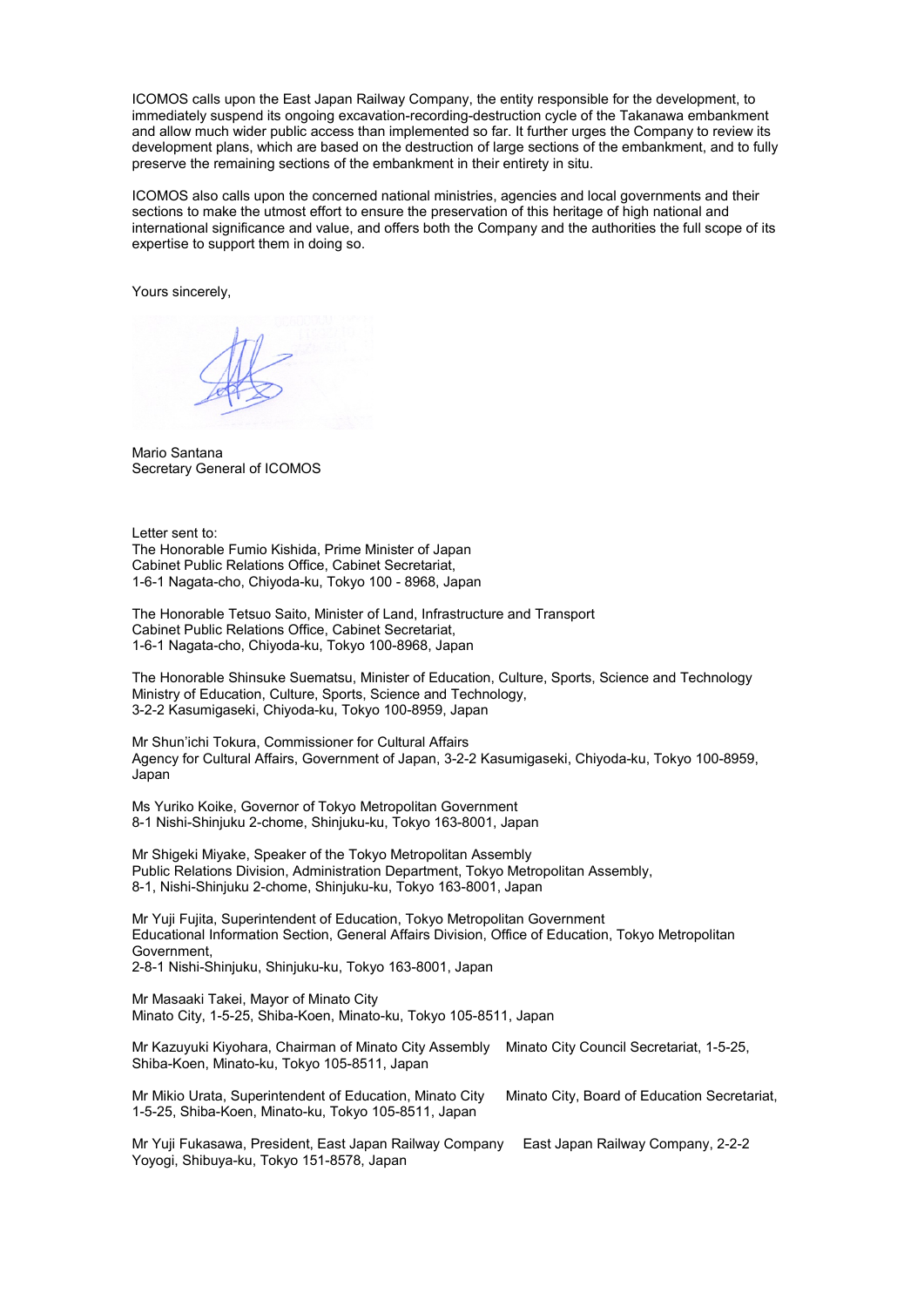ICOMOS calls upon the East Japan Railway Company, the entity responsible for the development, to immediately suspend its ongoing excavation-recording-destruction cycle of the Takanawa embankment and allow much wider public access than implemented so far. It further urges the Company to review its development plans, which are based on the destruction of large sections of the embankment, and to fully preserve the remaining sections of the embankment in their entirety in situ.

ICOMOS also calls upon the concerned national ministries, agencies and local governments and their sections to make the utmost effort to ensure the preservation of this heritage of high national and international significance and value, and offers both the Company and the authorities the full scope of its expertise to support them in doing so.

Yours sincerely,

Mario Santana
Secretary General of ICOMOS

Letter sent to:
The Honorable Fumio Kishida, Prime Minister of Japan
Cabinet Public Relations Office, Cabinet Secretariat,
1-6-1 Nagata-cho, Chiyoda-ku, Tokyo 100 - 8968, Japan

The Honorable Tetsuo Saito, Minister of Land, Infrastructure and Transport
Cabinet Public Relations Office, Cabinet Secretariat,
1-6-1 Nagata-cho, Chiyoda-ku, Tokyo 100-8968, Japan

The Honorable Shinsuke Suematsu, Minister of Education, Culture, Sports, Science and Technology
Ministry of Education, Culture, Sports, Science and Technology,
3-2-2 Kasumigaseki, Chiyoda-ku, Tokyo 100-8959, Japan

Mr Shun'ichi Tokura, Commissioner for Cultural Affairs
Agency for Cultural Affairs, Government of Japan, 3-2-2 Kasumigaseki, Chiyoda-ku, Tokyo 100-8959, Japan

Ms Yuriko Koike, Governor of Tokyo Metropolitan Government
8-1 Nishi-Shinjuku 2-chome, Shinjuku-ku, Tokyo 163-8001, Japan

Mr Shigeki Miyake, Speaker of the Tokyo Metropolitan Assembly
Public Relations Division, Administration Department, Tokyo Metropolitan Assembly,
8-1, Nishi-Shinjuku 2-chome, Shinjuku-ku, Tokyo 163-8001, Japan

Mr Yuji Fujita, Superintendent of Education, Tokyo Metropolitan Government
Educational Information Section, General Affairs Division, Office of Education, Tokyo Metropolitan Government,
2-8-1 Nishi-Shinjuku, Shinjuku-ku, Tokyo 163-8001, Japan

Mr Masaaki Takei, Mayor of Minato City
Minato City, 1-5-25, Shiba-Koen, Minato-ku, Tokyo 105-8511, Japan

Mr Kazuyuki Kiyohara, Chairman of Minato City Assembly Minato City Council Secretariat, 1-5-25, Shiba-Koen, Minato-ku, Tokyo 105-8511, Japan

Mr Mikio Urata, Superintendent of Education, Minato City Minato City, Board of Education Secretariat, 1-5-25, Shiba-Koen, Minato-ku, Tokyo 105-8511, Japan

Mr Yuji Fukasawa, President, East Japan Railway Company East Japan Railway Company, 2-2-2 Yoyogi, Shibuya-ku, Tokyo 151-8578, Japan